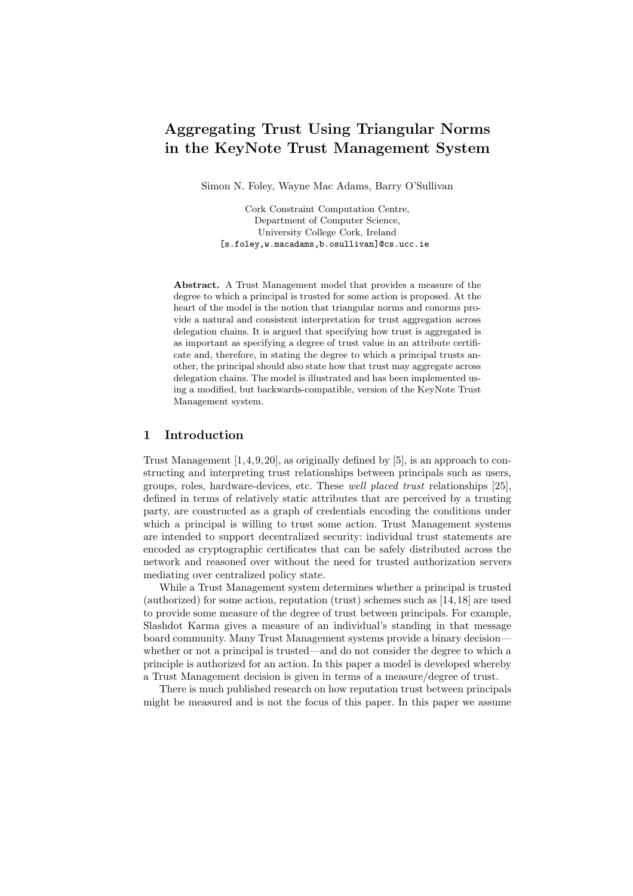# Aggregating Trust Using Triangular Norms in the KeyNote Trust Management System

Simon N. Foley, Wayne Mac Adams, Barry O'Sullivan

Cork Constraint Computation Centre,
Department of Computer Science,
University College Cork, Ireland
[s.foley,w.macadams,b.osullivan]@cs.ucc.ie

**Abstract.** A Trust Management model that provides a measure of the degree to which a principal is trusted for some action is proposed. At the heart of the model is the notion that triangular norms and conorms provide a natural and consistent interpretation for trust aggregation across delegation chains. It is argued that specifying how trust is aggregated is as important as specifying a degree of trust value in an attribute certificate and, therefore, in stating the degree to which a principal trusts another, the principal should also state how that trust may aggregate across delegation chains. The model is illustrated and has been implemented using a modified, but backwards-compatible, version of the KeyNote Trust Management system.

## 1 Introduction

Trust Management [1,4,9,20], as originally defined by [5], is an approach to constructing and interpreting trust relationships between principals such as users, groups, roles, hardware-devices, etc. These *well placed trust* relationships [25], defined in terms of relatively static attributes that are perceived by a trusting party, are constructed as a graph of credentials encoding the conditions under which a principal is willing to trust some action. Trust Management systems are intended to support decentralized security: individual trust statements are encoded as cryptographic certificates that can be safely distributed across the network and reasoned over without the need for trusted authorization servers mediating over centralized policy state.

While a Trust Management system determines whether a principal is trusted (authorized) for some action, reputation (trust) schemes such as [14,18] are used to provide some measure of the degree of trust between principals. For example, Slashdot Karma gives a measure of an individual's standing in that message board community. Many Trust Management systems provide a binary decision—whether or not a principal is trusted—and do not consider the degree to which a principle is authorized for an action. In this paper a model is developed whereby a Trust Management decision is given in terms of a measure/degree of trust.

There is much published research on how reputation trust between principals might be measured and is not the focus of this paper. In this paper we assume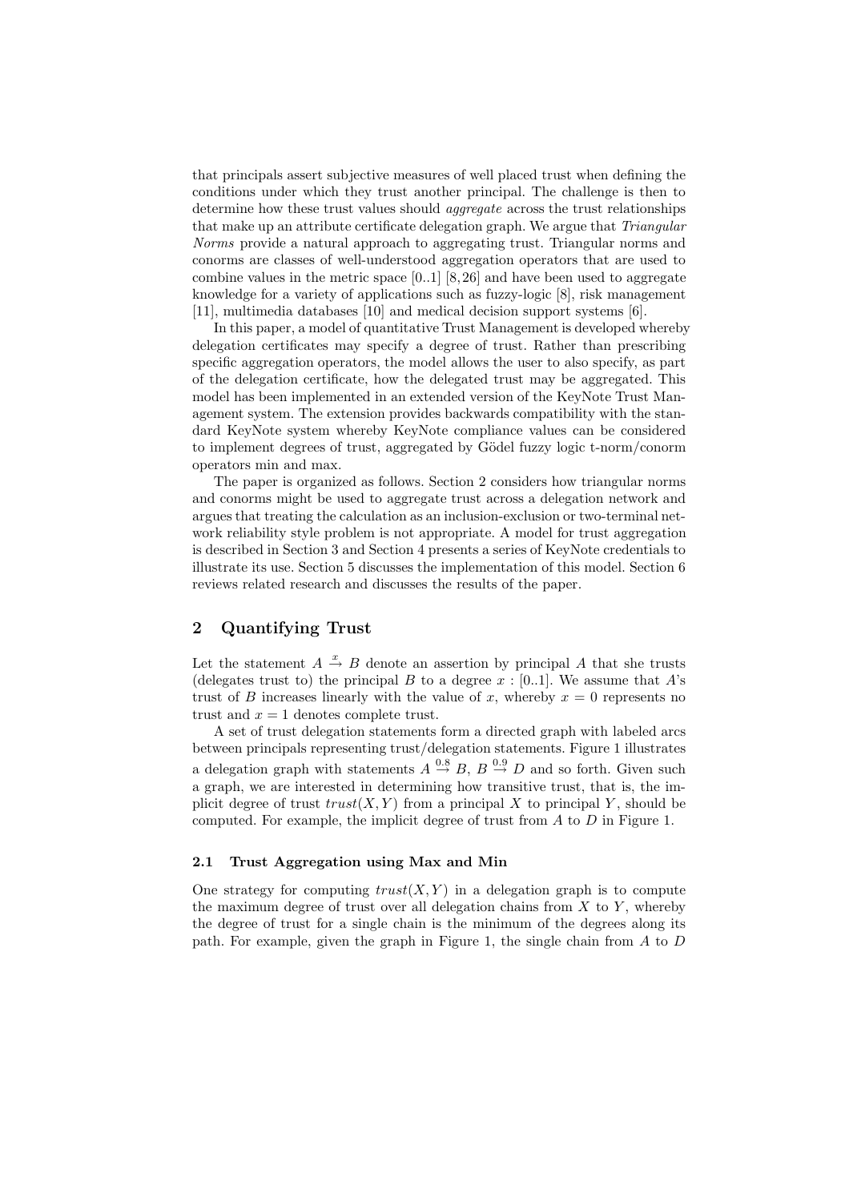that principals assert subjective measures of well placed trust when defining the conditions under which they trust another principal. The challenge is then to determine how these trust values should *aggregate* across the trust relationships that make up an attribute certificate delegation graph. We argue that *Triangular Norms* provide a natural approach to aggregating trust. Triangular norms and conorms are classes of well-understood aggregation operators that are used to combine values in the metric space [0..1] [8,26] and have been used to aggregate knowledge for a variety of applications such as fuzzy-logic [8], risk management [11], multimedia databases [10] and medical decision support systems [6].

In this paper, a model of quantitative Trust Management is developed whereby delegation certificates may specify a degree of trust. Rather than prescribing specific aggregation operators, the model allows the user to also specify, as part of the delegation certificate, how the delegated trust may be aggregated. This model has been implemented in an extended version of the KeyNote Trust Management system. The extension provides backwards compatibility with the standard KeyNote system whereby KeyNote compliance values can be considered to implement degrees of trust, aggregated by Gödel fuzzy logic t-norm/conorm operators min and max.

The paper is organized as follows. Section 2 considers how triangular norms and conorms might be used to aggregate trust across a delegation network and argues that treating the calculation as an inclusion-exclusion or two-terminal network reliability style problem is not appropriate. A model for trust aggregation is described in Section 3 and Section 4 presents a series of KeyNote credentials to illustrate its use. Section 5 discusses the implementation of this model. Section 6 reviews related research and discusses the results of the paper.

## 2 Quantifying Trust

Let the statement $A \xrightarrow{x} B$ denote an assertion by principal $A$ that she trusts (delegates trust to) the principal $B$ to a degree $x : [0..1]$. We assume that $A$'s trust of $B$ increases linearly with the value of $x$, whereby $x = 0$ represents no trust and $x = 1$ denotes complete trust.

A set of trust delegation statements form a directed graph with labeled arcs between principals representing trust/delegation statements. Figure 1 illustrates a delegation graph with statements $A \xrightarrow{0.8} B$, $B \xrightarrow{0.9} D$ and so forth. Given such a graph, we are interested in determining how transitive trust, that is, the implicit degree of trust $trust(X, Y)$ from a principal $X$ to principal $Y$, should be computed. For example, the implicit degree of trust from $A$ to $D$ in Figure 1.

### 2.1 Trust Aggregation using Max and Min

One strategy for computing $trust(X, Y)$ in a delegation graph is to compute the maximum degree of trust over all delegation chains from $X$ to $Y$, whereby the degree of trust for a single chain is the minimum of the degrees along its path. For example, given the graph in Figure 1, the single chain from $A$ to $D$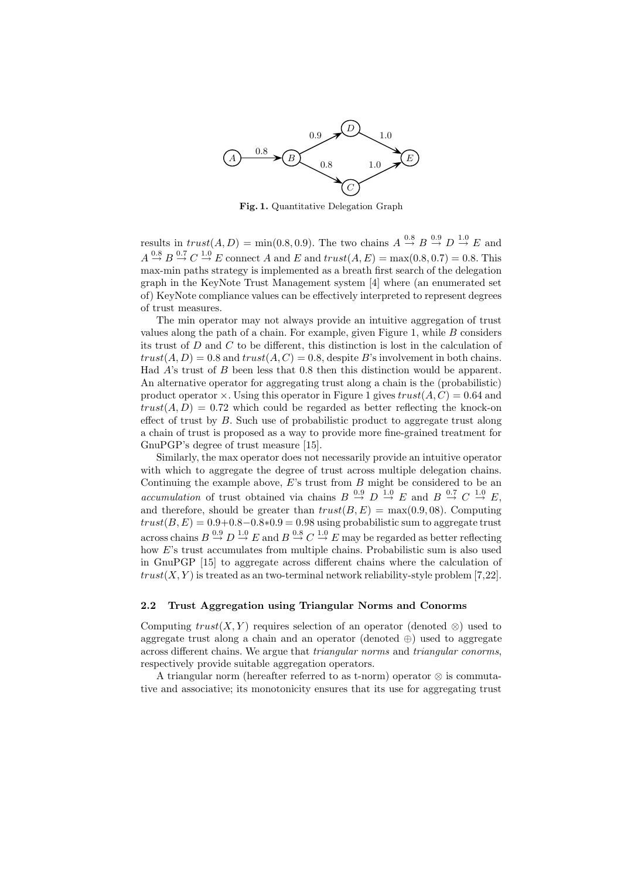Fig. 1. Quantitative Delegation Graph

results in $trust(A, D) = \min(0.8, 0.9)$. The two chains $A \overset{0.8}{\to} B \overset{0.9}{\to} D \overset{1.0}{\to} E$ and $A \overset{0.8}{\to} B \overset{0.7}{\to} C \overset{1.0}{\to} E$ connect $A$ and $E$ and $trust(A, E) = \max(0.8, 0.7) = 0.8$. This max-min paths strategy is implemented as a breath first search of the delegation graph in the KeyNote Trust Management system [4] where (an enumerated set of) KeyNote compliance values can be effectively interpreted to represent degrees of trust measures.

The min operator may not always provide an intuitive aggregation of trust values along the path of a chain. For example, given Figure 1, while $B$ considers its trust of $D$ and $C$ to be different, this distinction is lost in the calculation of $trust(A, D) = 0.8$ and $trust(A, C) = 0.8$, despite $B$'s involvement in both chains. Had $A$'s trust of $B$ been less that 0.8 then this distinction would be apparent. An alternative operator for aggregating trust along a chain is the (probabilistic) product operator $\times$. Using this operator in Figure 1 gives $trust(A, C) = 0.64$ and $trust(A, D) = 0.72$ which could be regarded as better reflecting the knock-on effect of trust by $B$. Such use of probabilistic product to aggregate trust along a chain of trust is proposed as a way to provide more fine-grained treatment for GnuPGP's degree of trust measure [15].

Similarly, the max operator does not necessarily provide an intuitive operator with which to aggregate the degree of trust across multiple delegation chains. Continuing the example above, $E$'s trust from $B$ might be considered to be an *accumulation* of trust obtained via chains $B \overset{0.9}{\to} D \overset{1.0}{\to} E$ and $B \overset{0.7}{\to} C \overset{1.0}{\to} E$, and therefore, should be greater than $trust(B, E) = \max(0.9, 08)$. Computing $trust(B, E) = 0.9 + 0.8 - 0.8 * 0.9 = 0.98$ using probabilistic sum to aggregate trust across chains $B \overset{0.9}{\to} D \overset{1.0}{\to} E$ and $B \overset{0.8}{\to} C \overset{1.0}{\to} E$ may be regarded as better reflecting how $E$'s trust accumulates from multiple chains. Probabilistic sum is also used in GnuPGP [15] to aggregate across different chains where the calculation of $trust(X, Y)$ is treated as an two-terminal network reliability-style problem [7,22].

### 2.2 Trust Aggregation using Triangular Norms and Conorms

Computing $trust(X, Y)$ requires selection of an operator (denoted $\otimes$) used to aggregate trust along a chain and an operator (denoted $\oplus$) used to aggregate across different chains. We argue that *triangular norms* and *triangular conorms*, respectively provide suitable aggregation operators.

A triangular norm (hereafter referred to as t-norm) operator $\otimes$ is commutative and associative; its monotonicity ensures that its use for aggregating trust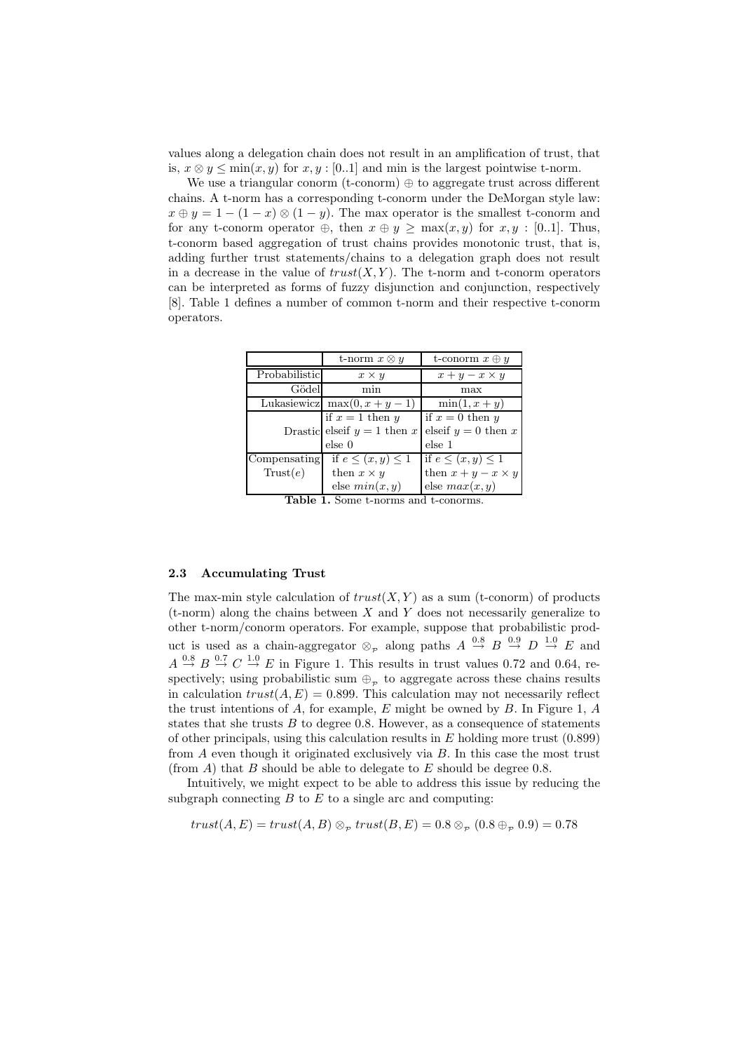values along a delegation chain does not result in an amplification of trust, that is, $x \otimes y \leq \min(x, y)$ for $x, y : [0..1]$ and min is the largest pointwise t-norm.

We use a triangular conorm (t-conorm) $\oplus$ to aggregate trust across different chains. A t-norm has a corresponding t-conorm under the DeMorgan style law: $x \oplus y = 1 - (1 - x) \otimes (1 - y)$. The max operator is the smallest t-conorm and for any t-conorm operator $\oplus$, then $x \oplus y \geq \max(x, y)$ for $x, y : [0..1]$. Thus, t-conorm based aggregation of trust chains provides monotonic trust, that is, adding further trust statements/chains to a delegation graph does not result in a decrease in the value of $trust(X, Y)$. The t-norm and t-conorm operators can be interpreted as forms of fuzzy disjunction and conjunction, respectively [8]. Table 1 defines a number of common t-norm and their respective t-conorm operators.

| | t-norm $x \otimes y$ | t-conorm $x \oplus y$ |
|---|---|---|
| Probabilistic | $x \times y$ | $x + y - x \times y$ |
| Gödel | min | max |
| Lukasiewicz | $\max(0, x + y - 1)$ | $\min(1, x + y)$ |
| Drastic | if $x = 1$ then $y$ elseif $y = 1$ then $x$ else 0 | if $x = 0$ then $y$ elseif $y = 0$ then $x$ else 1 |
| Compensating Trust($e$) | if $e \leq (x, y) \leq 1$ then $x \times y$ else $min(x, y)$ | if $e \leq (x, y) \leq 1$ then $x + y - x \times y$ else $max(x, y)$ |

**Table 1.** Some t-norms and t-conorms.

### 2.3 Accumulating Trust

The max-min style calculation of $trust(X, Y)$ as a sum (t-conorm) of products (t-norm) along the chains between $X$ and $Y$ does not necessarily generalize to other t-norm/conorm operators. For example, suppose that probabilistic product is used as a chain-aggregator $\otimes_{\mathcal{P}}$ along paths $A \stackrel{0.8}{\rightarrow} B \stackrel{0.9}{\rightarrow} D \stackrel{1.0}{\rightarrow} E$ and $A \stackrel{0.8}{\rightarrow} B \stackrel{0.7}{\rightarrow} C \stackrel{1.0}{\rightarrow} E$ in Figure 1. This results in trust values 0.72 and 0.64, respectively; using probabilistic sum $\oplus_{\mathcal{P}}$ to aggregate across these chains results in calculation $trust(A, E) = 0.899$. This calculation may not necessarily reflect the trust intentions of $A$, for example, $E$ might be owned by $B$. In Figure 1, $A$ states that she trusts $B$ to degree 0.8. However, as a consequence of statements of other principals, using this calculation results in $E$ holding more trust (0.899) from $A$ even though it originated exclusively via $B$. In this case the most trust (from $A$) that $B$ should be able to delegate to $E$ should be degree 0.8.

Intuitively, we might expect to be able to address this issue by reducing the subgraph connecting $B$ to $E$ to a single arc and computing:

$$trust(A, E) = trust(A, B) \otimes_{\mathcal{P}} trust(B, E) = 0.8 \otimes_{\mathcal{P}} (0.8 \oplus_{\mathcal{P}} 0.9) = 0.78$$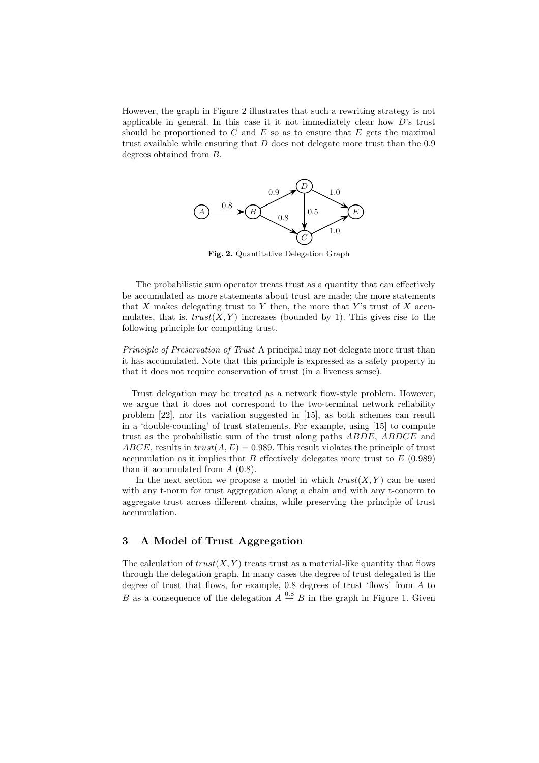However, the graph in Figure 2 illustrates that such a rewriting strategy is not applicable in general. In this case it it not immediately clear how $D$'s trust should be proportioned to $C$ and $E$ so as to ensure that $E$ gets the maximal trust available while ensuring that $D$ does not delegate more trust than the 0.9 degrees obtained from $B$.

**Fig. 2.** Quantitative Delegation Graph

The probabilistic sum operator treats trust as a quantity that can effectively be accumulated as more statements about trust are made; the more statements that $X$ makes delegating trust to $Y$ then, the more that $Y$'s trust of $X$ accumulates, that is, $trust(X, Y)$ increases (bounded by 1). This gives rise to the following principle for computing trust.

*Principle of Preservation of Trust* A principal may not delegate more trust than it has accumulated. Note that this principle is expressed as a safety property in that it does not require conservation of trust (in a liveness sense).

Trust delegation may be treated as a network flow-style problem. However, we argue that it does not correspond to the two-terminal network reliability problem [22], nor its variation suggested in [15], as both schemes can result in a 'double-counting' of trust statements. For example, using [15] to compute trust as the probabilistic sum of the trust along paths $ABDE$, $ABDCE$ and $ABCE$, results in $trust(A, E) = 0.989$. This result violates the principle of trust accumulation as it implies that $B$ effectively delegates more trust to $E$ (0.989) than it accumulated from $A$ (0.8).

In the next section we propose a model in which $trust(X, Y)$ can be used with any t-norm for trust aggregation along a chain and with any t-conorm to aggregate trust across different chains, while preserving the principle of trust accumulation.

## 3 A Model of Trust Aggregation

The calculation of $trust(X, Y)$ treats trust as a material-like quantity that flows through the delegation graph. In many cases the degree of trust delegated is the degree of trust that flows, for example, 0.8 degrees of trust 'flows' from $A$ to $B$ as a consequence of the delegation $A \overset{0.8}{\rightarrow} B$ in the graph in Figure 1. Given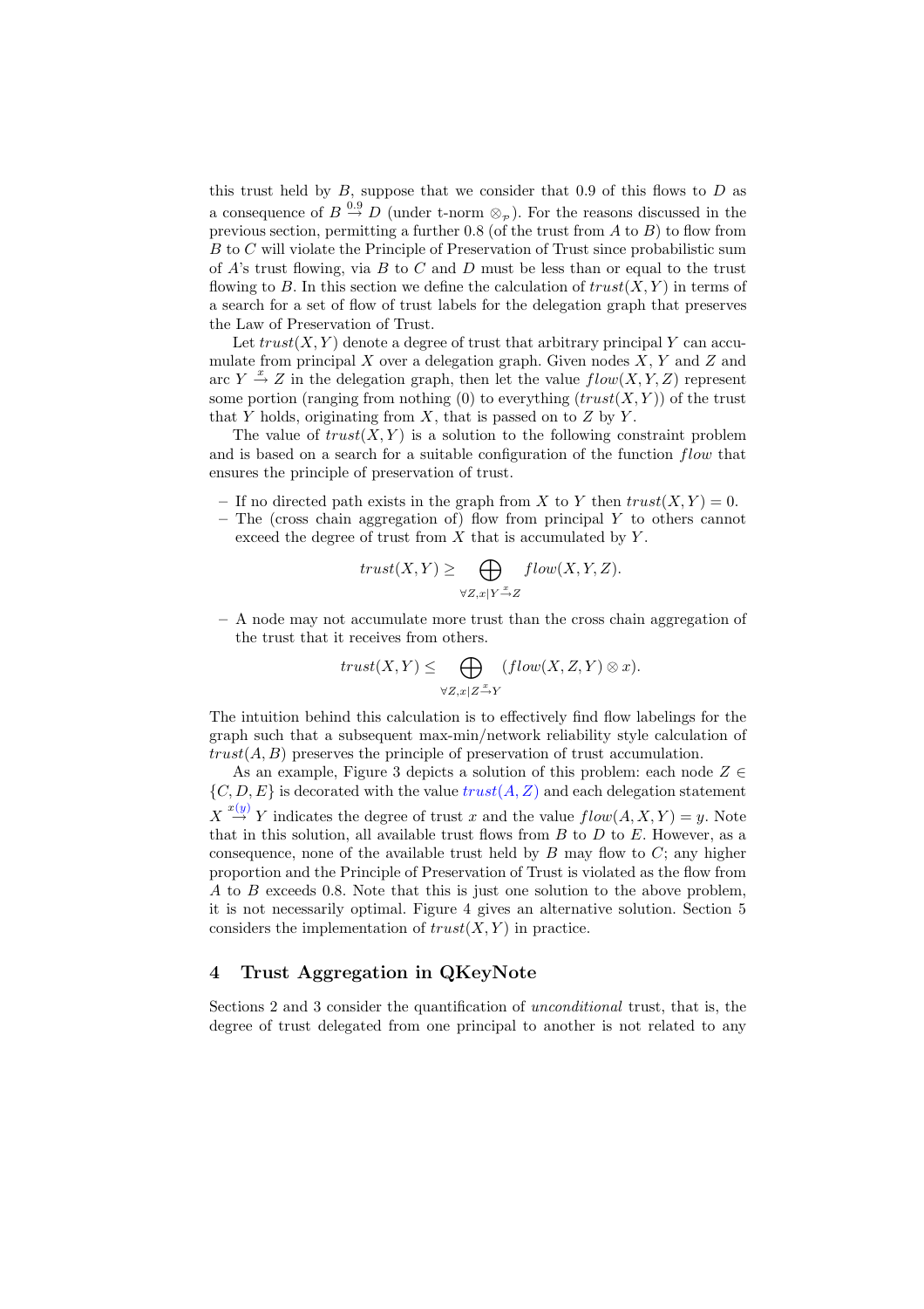this trust held by $B$, suppose that we consider that 0.9 of this flows to $D$ as a consequence of $B \stackrel{0.9}{\to} D$ (under t-norm $\otimes_{\mathcal{P}}$). For the reasons discussed in the previous section, permitting a further 0.8 (of the trust from $A$ to $B$) to flow from $B$ to $C$ will violate the Principle of Preservation of Trust since probabilistic sum of $A$'s trust flowing, via $B$ to $C$ and $D$ must be less than or equal to the trust flowing to $B$. In this section we define the calculation of $trust(X, Y)$ in terms of a search for a set of flow of trust labels for the delegation graph that preserves the Law of Preservation of Trust.

Let $trust(X, Y)$ denote a degree of trust that arbitrary principal $Y$ can accumulate from principal $X$ over a delegation graph. Given nodes $X$, $Y$ and $Z$ and arc $Y \stackrel{x}{\to} Z$ in the delegation graph, then let the value $flow(X, Y, Z)$ represent some portion (ranging from nothing (0) to everything ($trust(X, Y)$)) of the trust that $Y$ holds, originating from $X$, that is passed on to $Z$ by $Y$.

The value of $trust(X, Y)$ is a solution to the following constraint problem and is based on a search for a suitable configuration of the function *flow* that ensures the principle of preservation of trust.

- If no directed path exists in the graph from $X$ to $Y$ then $trust(X, Y) = 0$.
- The (cross chain aggregation of) flow from principal $Y$ to others cannot exceed the degree of trust from $X$ that is accumulated by $Y$.

$$trust(X, Y) \geq \bigoplus_{\forall Z, x | Y \stackrel{x}{\to} Z} flow(X, Y, Z).$$

- A node may not accumulate more trust than the cross chain aggregation of the trust that it receives from others.

$$trust(X, Y) \leq \bigoplus_{\forall Z, x | Z \stackrel{x}{\to} Y} (flow(X, Z, Y) \otimes x).$$

The intuition behind this calculation is to effectively find flow labelings for the graph such that a subsequent max-min/network reliability style calculation of $trust(A, B)$ preserves the principle of preservation of trust accumulation.

As an example, Figure 3 depicts a solution of this problem: each node $Z \in \{C, D, E\}$ is decorated with the value $trust(A, Z)$ and each delegation statement $X \stackrel{x(y)}{\to} Y$ indicates the degree of trust $x$ and the value $flow(A, X, Y) = y$. Note that in this solution, all available trust flows from $B$ to $D$ to $E$. However, as a consequence, none of the available trust held by $B$ may flow to $C$; any higher proportion and the Principle of Preservation of Trust is violated as the flow from $A$ to $B$ exceeds 0.8. Note that this is just one solution to the above problem, it is not necessarily optimal. Figure 4 gives an alternative solution. Section 5 considers the implementation of $trust(X, Y)$ in practice.

## 4 Trust Aggregation in QKeyNote

Sections 2 and 3 consider the quantification of *unconditional* trust, that is, the degree of trust delegated from one principal to another is not related to any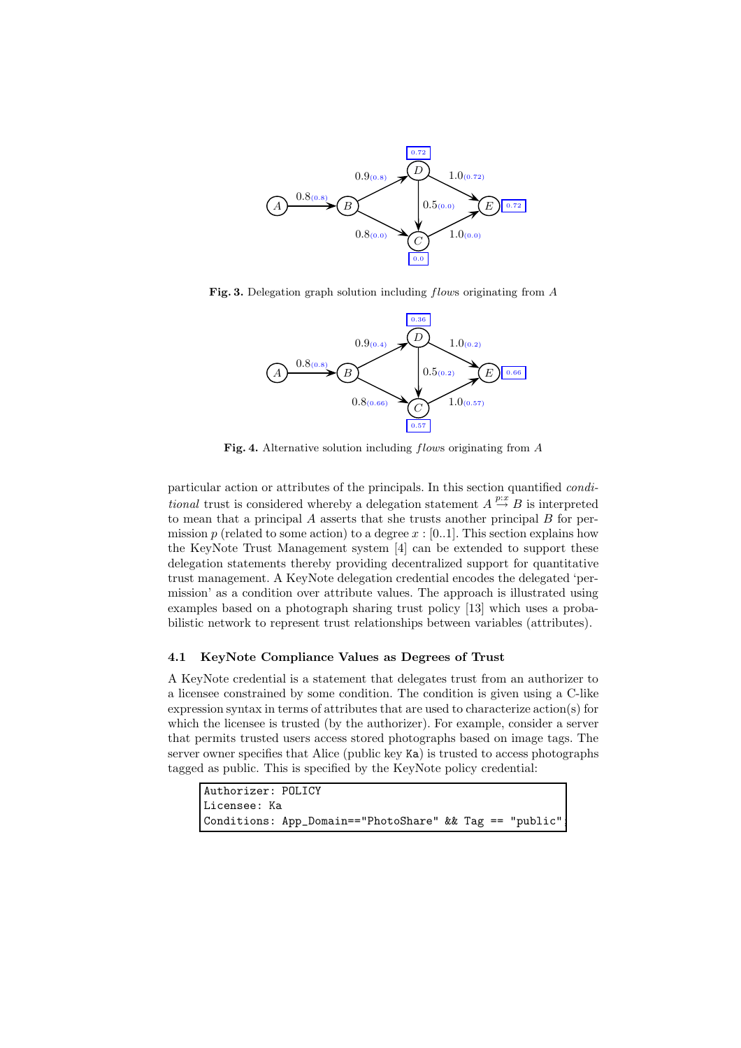**Fig. 3.** Delegation graph solution including *flows* originating from $A$

**Fig. 4.** Alternative solution including *flows* originating from $A$

particular action or attributes of the principals. In this section quantified *conditional* trust is considered whereby a delegation statement $A \overset{p:x}{\hookrightarrow} B$ is interpreted to mean that a principal $A$ asserts that she trusts another principal $B$ for permission $p$ (related to some action) to a degree $x : [0..1]$. This section explains how the KeyNote Trust Management system [4] can be extended to support these delegation statements thereby providing decentralized support for quantitative trust management. A KeyNote delegation credential encodes the delegated 'permission' as a condition over attribute values. The approach is illustrated using examples based on a photograph sharing trust policy [13] which uses a probabilistic network to represent trust relationships between variables (attributes).

### 4.1 KeyNote Compliance Values as Degrees of Trust

A KeyNote credential is a statement that delegates trust from an authorizer to a licensee constrained by some condition. The condition is given using a C-like expression syntax in terms of attributes that are used to characterize action(s) for which the licensee is trusted (by the authorizer). For example, consider a server that permits trusted users access stored photographs based on image tags. The server owner specifies that Alice (public key Ka) is trusted to access photographs tagged as public. This is specified by the KeyNote policy credential:

```
Authorizer: POLICY
Licensee: Ka
Conditions: App_Domain=="PhotoShare" && Tag == "public";
```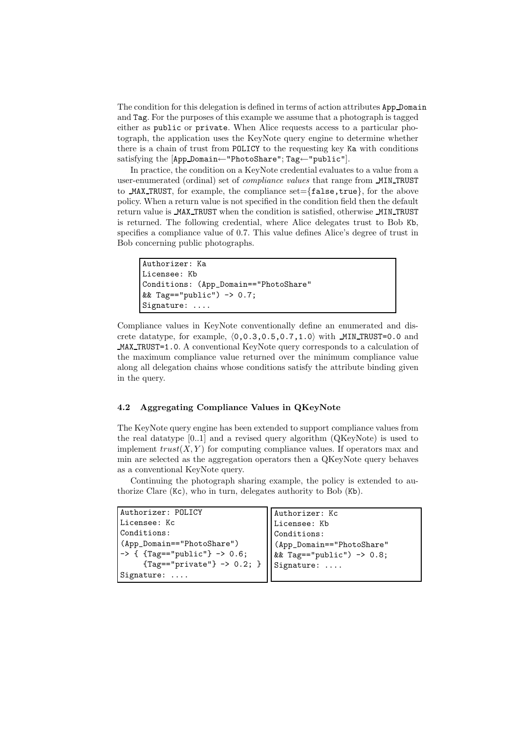The condition for this delegation is defined in terms of action attributes App_Domain and Tag. For the purposes of this example we assume that a photograph is tagged either as public or private. When Alice requests access to a particular photograph, the application uses the KeyNote query engine to determine whether there is a chain of trust from POLICY to the requesting key Ka with conditions satisfying the [App_Domain←"PhotoShare"; Tag←"public"].

In practice, the condition on a KeyNote credential evaluates to a value from a user-enumerated (ordinal) set of *compliance values* that range from _MIN_TRUST to _MAX_TRUST, for example, the compliance set={false,true}, for the above policy. When a return value is not specified in the condition field then the default return value is _MAX_TRUST when the condition is satisfied, otherwise _MIN_TRUST is returned. The following credential, where Alice delegates trust to Bob Kb, specifies a compliance value of 0.7. This value defines Alice's degree of trust in Bob concerning public photographs.

```
Authorizer: Ka
Licensee: Kb
Conditions: (App_Domain=="PhotoShare"
&& Tag=="public") -> 0.7;
Signature: ....
```

Compliance values in KeyNote conventionally define an enumerated and discrete datatype, for example, ⟨0,0.3,0.5,0.7,1.0⟩ with _MIN_TRUST=0.0 and _MAX_TRUST=1.0. A conventional KeyNote query corresponds to a calculation of the maximum compliance value returned over the minimum compliance value along all delegation chains whose conditions satisfy the attribute binding given in the query.

### 4.2 Aggregating Compliance Values in QKeyNote

The KeyNote query engine has been extended to support compliance values from the real datatype [0..1] and a revised query algorithm (QKeyNote) is used to implement $trust(X, Y)$ for computing compliance values. If operators max and min are selected as the aggregation operators then a QKeyNote query behaves as a conventional KeyNote query.

Continuing the photograph sharing example, the policy is extended to authorize Clare (Kc), who in turn, delegates authority to Bob (Kb).

```
Authorizer: POLICY
Licensee: Kc
Conditions:
(App_Domain=="PhotoShare")
-> { {Tag=="public"} -> 0.6;
     {Tag=="private"} -> 0.2; }
Signature: ....
```

```
Authorizer: Kc
Licensee: Kb
Conditions:
(App_Domain=="PhotoShare"
&& Tag=="public") -> 0.8;
Signature: ....
```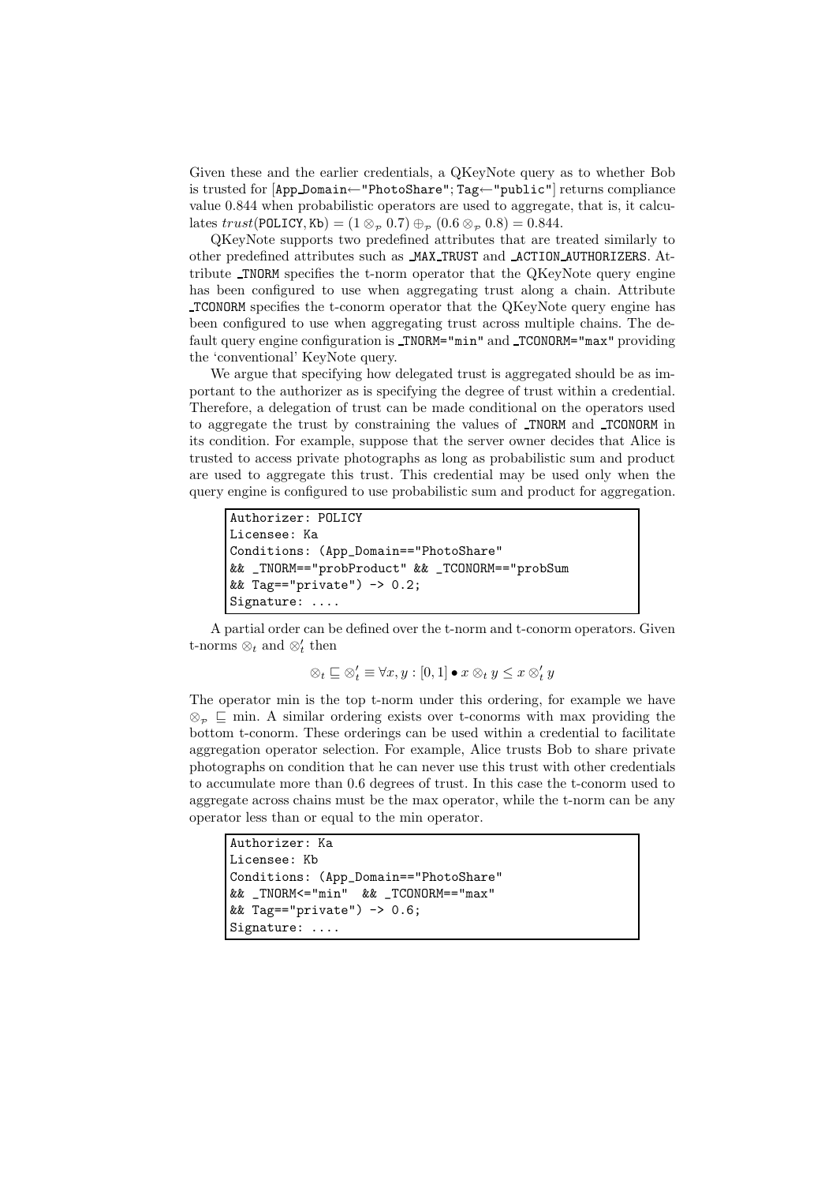Given these and the earlier credentials, a QKeyNote query as to whether Bob is trusted for [App_Domain←"PhotoShare"; Tag←"public"] returns compliance value 0.844 when probabilistic operators are used to aggregate, that is, it calculates $trust(\texttt{POLICY}, \texttt{Kb}) = (1 \otimes_{\mathcal{P}} 0.7) \oplus_{\mathcal{P}} (0.6 \otimes_{\mathcal{P}} 0.8) = 0.844$.

QKeyNote supports two predefined attributes that are treated similarly to other predefined attributes such as _MAX_TRUST and _ACTION_AUTHORIZERS. Attribute _TNORM specifies the t-norm operator that the QKeyNote query engine has been configured to use when aggregating trust along a chain. Attribute _TCONORM specifies the t-conorm operator that the QKeyNote query engine has been configured to use when aggregating trust across multiple chains. The default query engine configuration is _TNORM="min" and _TCONORM="max" providing the 'conventional' KeyNote query.

We argue that specifying how delegated trust is aggregated should be as important to the authorizer as is specifying the degree of trust within a credential. Therefore, a delegation of trust can be made conditional on the operators used to aggregate the trust by constraining the values of _TNORM and _TCONORM in its condition. For example, suppose that the server owner decides that Alice is trusted to access private photographs as long as probabilistic sum and product are used to aggregate this trust. This credential may be used only when the query engine is configured to use probabilistic sum and product for aggregation.

```
Authorizer: POLICY
Licensee: Ka
Conditions: (App_Domain=="PhotoShare"
&& _TNORM=="probProduct" && _TCONORM=="probSum
&& Tag=="private") -> 0.2;
Signature: ....
```

A partial order can be defined over the t-norm and t-conorm operators. Given t-norms $\otimes_t$ and $\otimes_t'$ then

$$\otimes_t \sqsubseteq \otimes_t' \equiv \forall x, y : [0,1] \bullet x \otimes_t y \leq x \otimes_t' y$$

The operator min is the top t-norm under this ordering, for example we have $\otimes_{\mathcal{P}} \sqsubseteq \min$. A similar ordering exists over t-conorms with max providing the bottom t-conorm. These orderings can be used within a credential to facilitate aggregation operator selection. For example, Alice trusts Bob to share private photographs on condition that he can never use this trust with other credentials to accumulate more than 0.6 degrees of trust. In this case the t-conorm used to aggregate across chains must be the max operator, while the t-norm can be any operator less than or equal to the min operator.

```
Authorizer: Ka
Licensee: Kb
Conditions: (App_Domain=="PhotoShare"
&& _TNORM<="min"  && _TCONORM=="max"
&& Tag=="private") -> 0.6;
Signature: ....
```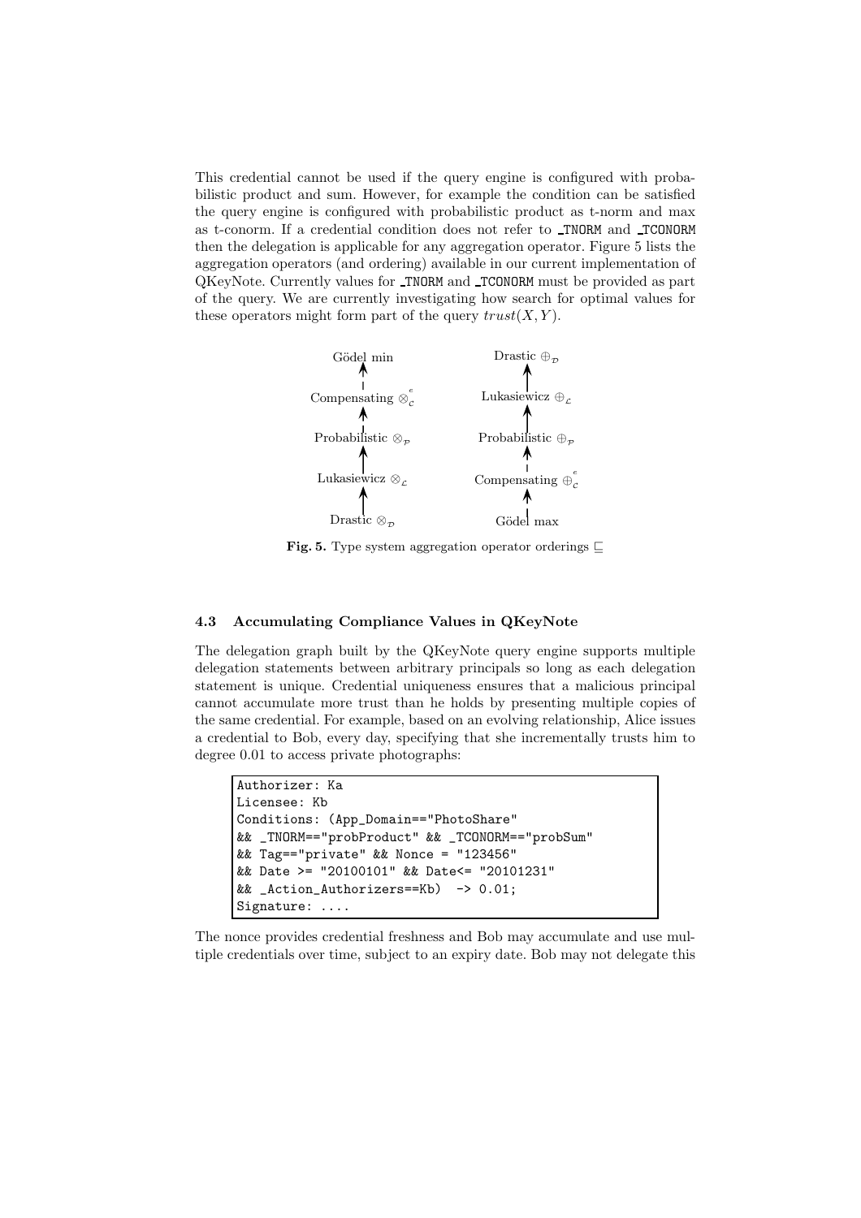This credential cannot be used if the query engine is configured with probabilistic product and sum. However, for example the condition can be satisfied the query engine is configured with probabilistic product as t-norm and max as t-conorm. If a credential condition does not refer to _TNORM and _TCONORM then the delegation is applicable for any aggregation operator. Figure 5 lists the aggregation operators (and ordering) available in our current implementation of QKeyNote. Currently values for _TNORM and _TCONORM must be provided as part of the query. We are currently investigating how search for optimal values for these operators might form part of the query $trust(X, Y)$.

Gödel min ↑ Compensating $\otimes_{\mathcal{C}}^{e}$ ↑ Probabilistic $\otimes_{\mathcal{P}}$ ↑ Lukasiewicz $\otimes_{\mathcal{L}}$ ↑ Drastic $\otimes_{\mathcal{D}}$

Drastic $\oplus_{\mathcal{D}}$ ↑ Lukasiewicz $\oplus_{\mathcal{L}}$ ↑ Probabilistic $\oplus_{\mathcal{P}}$ ↑ Compensating $\oplus_{\mathcal{C}}^{e}$ ↑ Gödel max

**Fig. 5.** Type system aggregation operator orderings $\sqsubseteq$

### 4.3 Accumulating Compliance Values in QKeyNote

The delegation graph built by the QKeyNote query engine supports multiple delegation statements between arbitrary principals so long as each delegation statement is unique. Credential uniqueness ensures that a malicious principal cannot accumulate more trust than he holds by presenting multiple copies of the same credential. For example, based on an evolving relationship, Alice issues a credential to Bob, every day, specifying that she incrementally trusts him to degree 0.01 to access private photographs:

```
Authorizer: Ka
Licensee: Kb
Conditions: (App_Domain=="PhotoShare"
&& _TNORM=="probProduct" && _TCONORM=="probSum"
&& Tag=="private" && Nonce = "123456"
&& Date >= "20100101" && Date<= "20101231"
&& _Action_Authorizers==Kb)  -> 0.01;
Signature: ....
```

The nonce provides credential freshness and Bob may accumulate and use multiple credentials over time, subject to an expiry date. Bob may not delegate this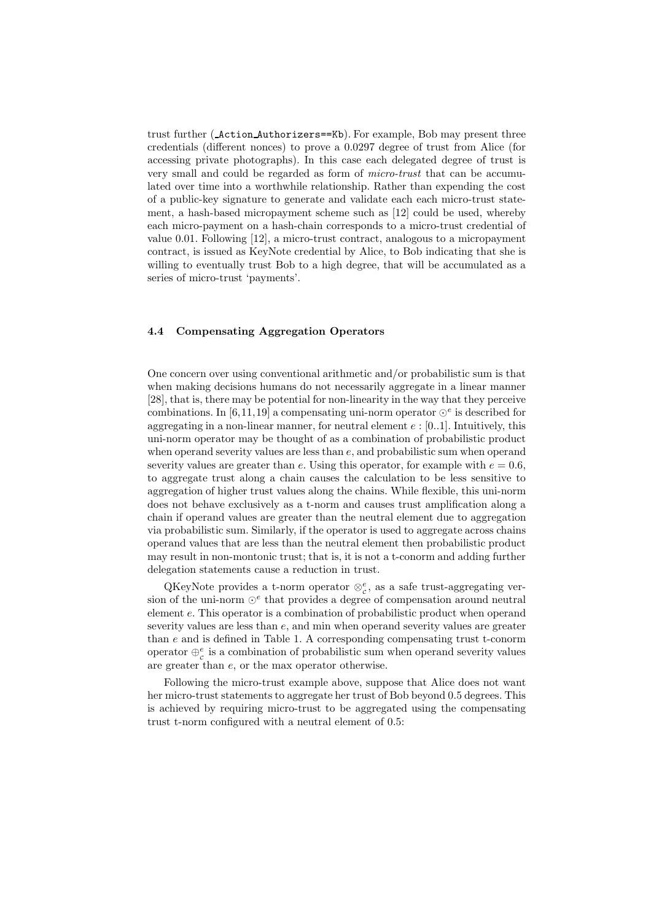trust further (`_Action_Authorizers==Kb`). For example, Bob may present three credentials (different nonces) to prove a 0.0297 degree of trust from Alice (for accessing private photographs). In this case each delegated degree of trust is very small and could be regarded as form of *micro-trust* that can be accumulated over time into a worthwhile relationship. Rather than expending the cost of a public-key signature to generate and validate each each micro-trust statement, a hash-based micropayment scheme such as [12] could be used, whereby each micro-payment on a hash-chain corresponds to a micro-trust credential of value 0.01. Following [12], a micro-trust contract, analogous to a micropayment contract, is issued as KeyNote credential by Alice, to Bob indicating that she is willing to eventually trust Bob to a high degree, that will be accumulated as a series of micro-trust 'payments'.

### 4.4 Compensating Aggregation Operators

One concern over using conventional arithmetic and/or probabilistic sum is that when making decisions humans do not necessarily aggregate in a linear manner [28], that is, there may be potential for non-linearity in the way that they perceive combinations. In [6,11,19] a compensating uni-norm operator $\odot^e$ is described for aggregating in a non-linear manner, for neutral element $e : [0..1]$. Intuitively, this uni-norm operator may be thought of as a combination of probabilistic product when operand severity values are less than $e$, and probabilistic sum when operand severity values are greater than $e$. Using this operator, for example with $e = 0.6$, to aggregate trust along a chain causes the calculation to be less sensitive to aggregation of higher trust values along the chains. While flexible, this uni-norm does not behave exclusively as a t-norm and causes trust amplification along a chain if operand values are greater than the neutral element due to aggregation via probabilistic sum. Similarly, if the operator is used to aggregate across chains operand values that are less than the neutral element then probabilistic product may result in non-montonic trust; that is, it is not a t-conorm and adding further delegation statements cause a reduction in trust.

QKeyNote provides a t-norm operator $\otimes_c^e$, as a safe trust-aggregating version of the uni-norm $\odot^e$ that provides a degree of compensation around neutral element $e$. This operator is a combination of probabilistic product when operand severity values are less than $e$, and min when operand severity values are greater than $e$ and is defined in Table 1. A corresponding compensating trust t-conorm operator $\oplus_c^e$ is a combination of probabilistic sum when operand severity values are greater than $e$, or the max operator otherwise.

Following the micro-trust example above, suppose that Alice does not want her micro-trust statements to aggregate her trust of Bob beyond 0.5 degrees. This is achieved by requiring micro-trust to be aggregated using the compensating trust t-norm configured with a neutral element of 0.5: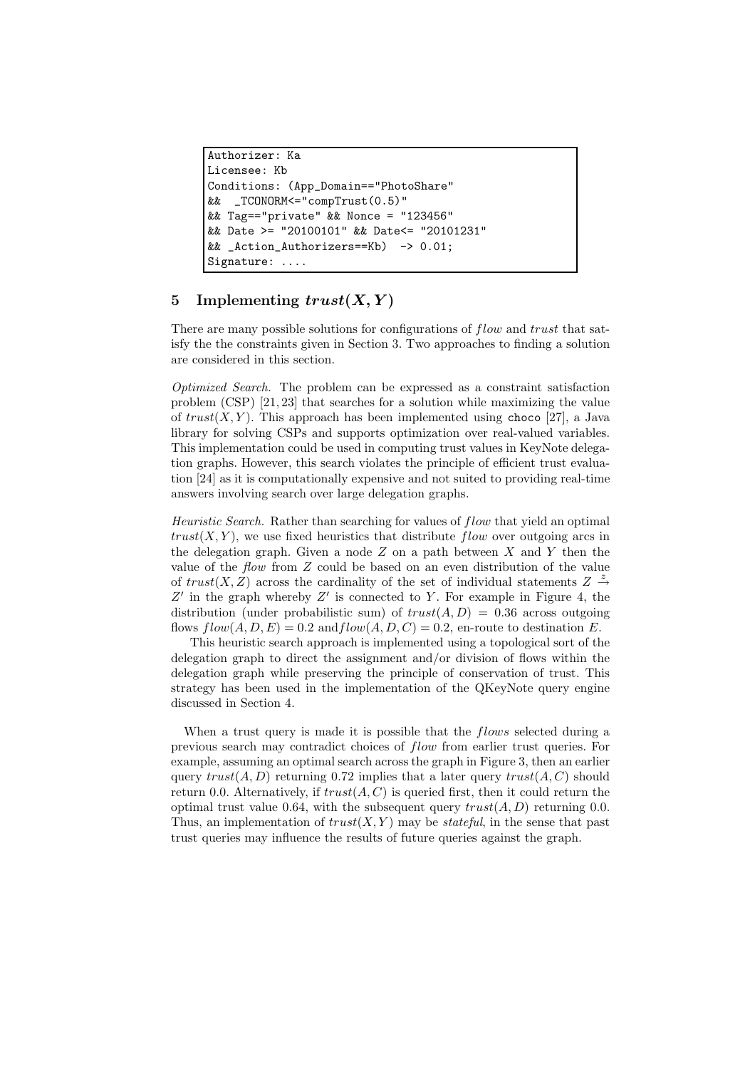```
Authorizer: Ka
Licensee: Kb
Conditions: (App_Domain=="PhotoShare"
&&  _TCONORM<="compTrust(0.5)"
&& Tag=="private" && Nonce = "123456"
&& Date >= "20100101" && Date<= "20101231"
&& _Action_Authorizers==Kb)  -> 0.01;
Signature: ....
```

## 5 Implementing $trust(X, Y)$

There are many possible solutions for configurations of $flow$ and $trust$ that satisfy the the constraints given in Section 3. Two approaches to finding a solution are considered in this section.

*Optimized Search.* The problem can be expressed as a constraint satisfaction problem (CSP) [21, 23] that searches for a solution while maximizing the value of $trust(X, Y)$. This approach has been implemented using `choco` [27], a Java library for solving CSPs and supports optimization over real-valued variables. This implementation could be used in computing trust values in KeyNote delegation graphs. However, this search violates the principle of efficient trust evaluation [24] as it is computationally expensive and not suited to providing real-time answers involving search over large delegation graphs.

*Heuristic Search.* Rather than searching for values of $flow$ that yield an optimal $trust(X, Y)$, we use fixed heuristics that distribute $flow$ over outgoing arcs in the delegation graph. Given a node $Z$ on a path between $X$ and $Y$ then the value of the *flow* from $Z$ could be based on an even distribution of the value of $trust(X, Z)$ across the cardinality of the set of individual statements $Z \stackrel{z}{\rightarrow} Z'$ in the graph whereby $Z'$ is connected to $Y$. For example in Figure 4, the distribution (under probabilistic sum) of $trust(A, D) = 0.36$ across outgoing flows $flow(A, D, E) = 0.2$ and $flow(A, D, C) = 0.2$, en-route to destination $E$.

This heuristic search approach is implemented using a topological sort of the delegation graph to direct the assignment and/or division of flows within the delegation graph while preserving the principle of conservation of trust. This strategy has been used in the implementation of the QKeyNote query engine discussed in Section 4.

When a trust query is made it is possible that the $flows$ selected during a previous search may contradict choices of $flow$ from earlier trust queries. For example, assuming an optimal search across the graph in Figure 3, then an earlier query $trust(A, D)$ returning 0.72 implies that a later query $trust(A, C)$ should return 0.0. Alternatively, if $trust(A, C)$ is queried first, then it could return the optimal trust value 0.64, with the subsequent query $trust(A, D)$ returning 0.0. Thus, an implementation of $trust(X, Y)$ may be *stateful*, in the sense that past trust queries may influence the results of future queries against the graph.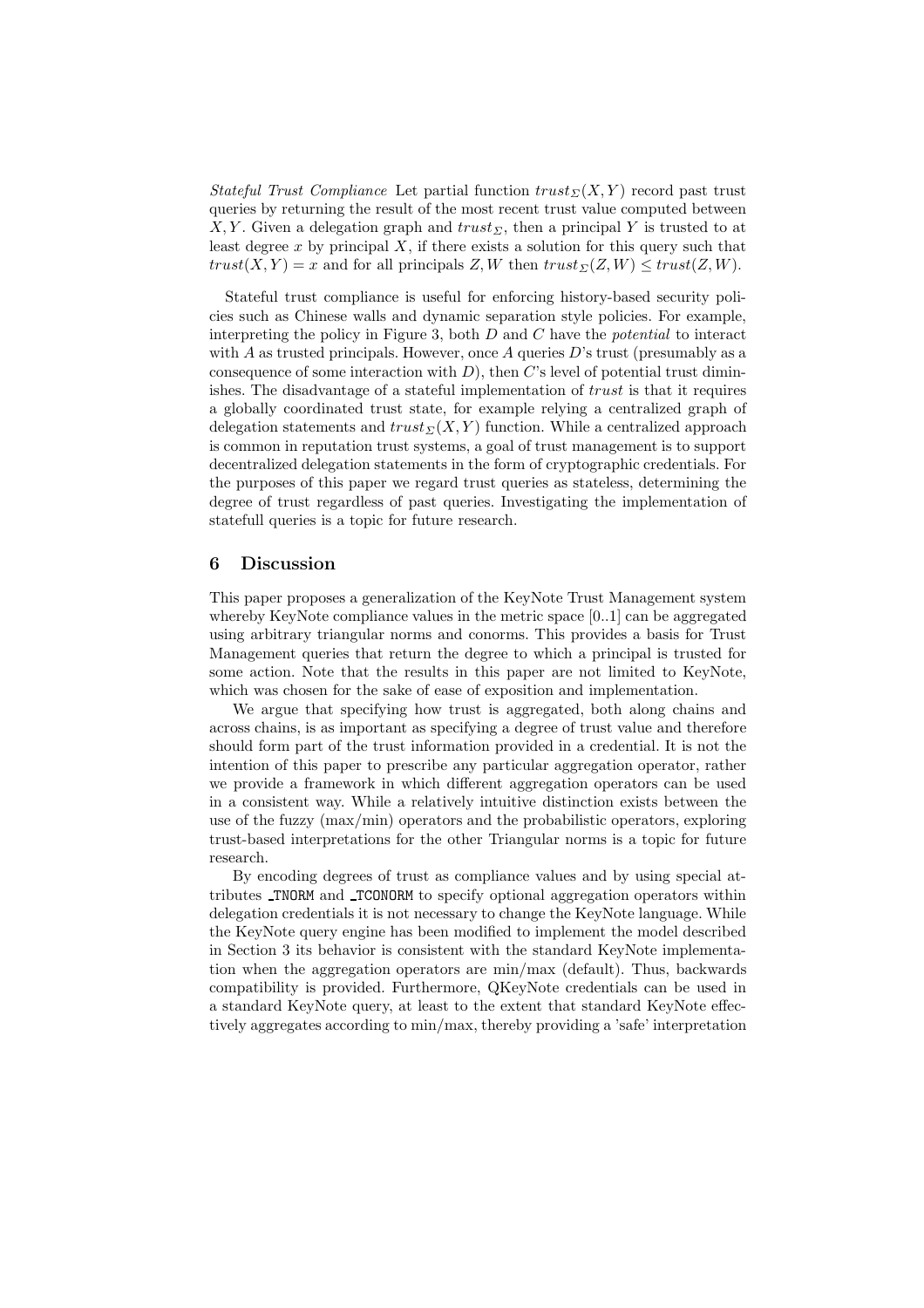*Stateful Trust Compliance* Let partial function $trust_\Sigma(X,Y)$ record past trust queries by returning the result of the most recent trust value computed between $X, Y$. Given a delegation graph and $trust_\Sigma$, then a principal $Y$ is trusted to at least degree $x$ by principal $X$, if there exists a solution for this query such that $trust(X,Y) = x$ and for all principals $Z, W$ then $trust_\Sigma(Z,W) \leq trust(Z,W)$.

Stateful trust compliance is useful for enforcing history-based security policies such as Chinese walls and dynamic separation style policies. For example, interpreting the policy in Figure 3, both $D$ and $C$ have the *potential* to interact with $A$ as trusted principals. However, once $A$ queries $D$'s trust (presumably as a consequence of some interaction with $D$), then $C$'s level of potential trust diminishes. The disadvantage of a stateful implementation of *trust* is that it requires a globally coordinated trust state, for example relying a centralized graph of delegation statements and $trust_\Sigma(X,Y)$ function. While a centralized approach is common in reputation trust systems, a goal of trust management is to support decentralized delegation statements in the form of cryptographic credentials. For the purposes of this paper we regard trust queries as stateless, determining the degree of trust regardless of past queries. Investigating the implementation of statefull queries is a topic for future research.

## 6 Discussion

This paper proposes a generalization of the KeyNote Trust Management system whereby KeyNote compliance values in the metric space [0..1] can be aggregated using arbitrary triangular norms and conorms. This provides a basis for Trust Management queries that return the degree to which a principal is trusted for some action. Note that the results in this paper are not limited to KeyNote, which was chosen for the sake of ease of exposition and implementation.

We argue that specifying how trust is aggregated, both along chains and across chains, is as important as specifying a degree of trust value and therefore should form part of the trust information provided in a credential. It is not the intention of this paper to prescribe any particular aggregation operator, rather we provide a framework in which different aggregation operators can be used in a consistent way. While a relatively intuitive distinction exists between the use of the fuzzy (max/min) operators and the probabilistic operators, exploring trust-based interpretations for the other Triangular norms is a topic for future research.

By encoding degrees of trust as compliance values and by using special attributes `_TNORM` and `_TCONORM` to specify optional aggregation operators within delegation credentials it is not necessary to change the KeyNote language. While the KeyNote query engine has been modified to implement the model described in Section 3 its behavior is consistent with the standard KeyNote implementation when the aggregation operators are min/max (default). Thus, backwards compatibility is provided. Furthermore, QKeyNote credentials can be used in a standard KeyNote query, at least to the extent that standard KeyNote effectively aggregates according to min/max, thereby providing a 'safe' interpretation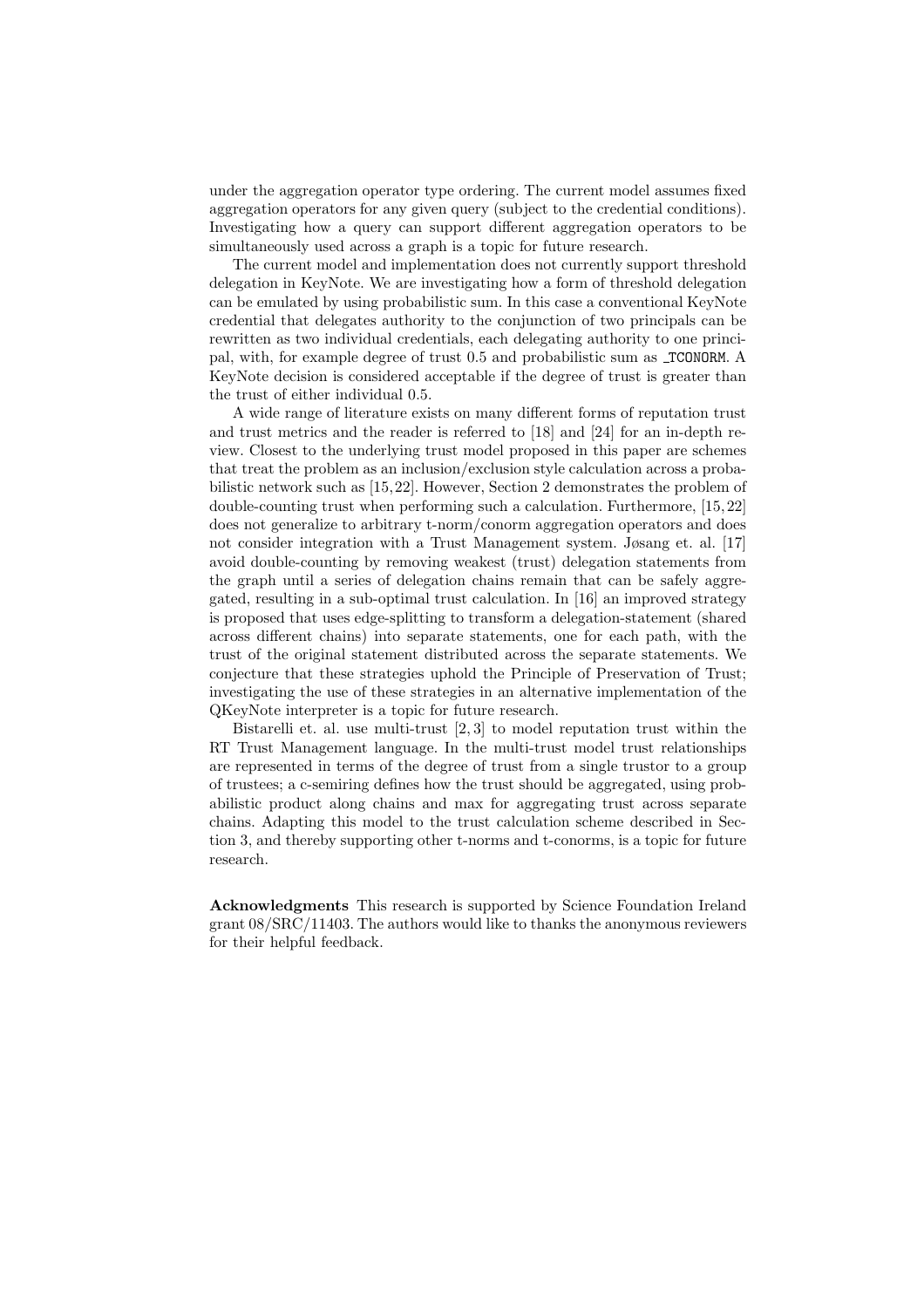under the aggregation operator type ordering. The current model assumes fixed aggregation operators for any given query (subject to the credential conditions). Investigating how a query can support different aggregation operators to be simultaneously used across a graph is a topic for future research.

The current model and implementation does not currently support threshold delegation in KeyNote. We are investigating how a form of threshold delegation can be emulated by using probabilistic sum. In this case a conventional KeyNote credential that delegates authority to the conjunction of two principals can be rewritten as two individual credentials, each delegating authority to one principal, with, for example degree of trust 0.5 and probabilistic sum as _TCONORM. A KeyNote decision is considered acceptable if the degree of trust is greater than the trust of either individual 0.5.

A wide range of literature exists on many different forms of reputation trust and trust metrics and the reader is referred to [18] and [24] for an in-depth review. Closest to the underlying trust model proposed in this paper are schemes that treat the problem as an inclusion/exclusion style calculation across a probabilistic network such as [15, 22]. However, Section 2 demonstrates the problem of double-counting trust when performing such a calculation. Furthermore, [15, 22] does not generalize to arbitrary t-norm/conorm aggregation operators and does not consider integration with a Trust Management system. Jøsang et. al. [17] avoid double-counting by removing weakest (trust) delegation statements from the graph until a series of delegation chains remain that can be safely aggregated, resulting in a sub-optimal trust calculation. In [16] an improved strategy is proposed that uses edge-splitting to transform a delegation-statement (shared across different chains) into separate statements, one for each path, with the trust of the original statement distributed across the separate statements. We conjecture that these strategies uphold the Principle of Preservation of Trust; investigating the use of these strategies in an alternative implementation of the QKeyNote interpreter is a topic for future research.

Bistarelli et. al. use multi-trust [2, 3] to model reputation trust within the RT Trust Management language. In the multi-trust model trust relationships are represented in terms of the degree of trust from a single trustor to a group of trustees; a c-semiring defines how the trust should be aggregated, using probabilistic product along chains and max for aggregating trust across separate chains. Adapting this model to the trust calculation scheme described in Section 3, and thereby supporting other t-norms and t-conorms, is a topic for future research.

**Acknowledgments** This research is supported by Science Foundation Ireland grant 08/SRC/11403. The authors would like to thanks the anonymous reviewers for their helpful feedback.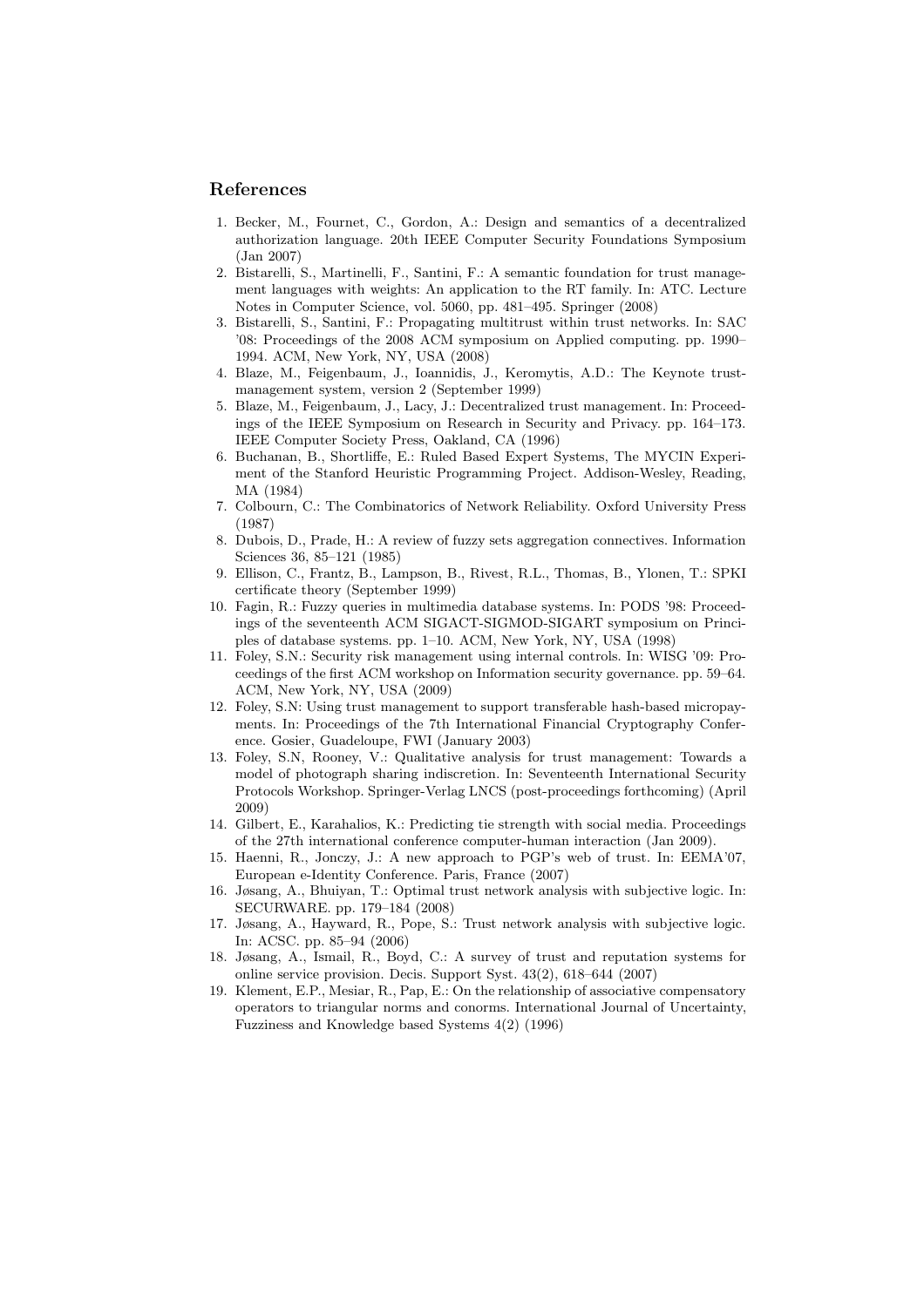## References

1. Becker, M., Fournet, C., Gordon, A.: Design and semantics of a decentralized authorization language. 20th IEEE Computer Security Foundations Symposium (Jan 2007)
2. Bistarelli, S., Martinelli, F., Santini, F.: A semantic foundation for trust management languages with weights: An application to the RT family. In: ATC. Lecture Notes in Computer Science, vol. 5060, pp. 481–495. Springer (2008)
3. Bistarelli, S., Santini, F.: Propagating multitrust within trust networks. In: SAC '08: Proceedings of the 2008 ACM symposium on Applied computing. pp. 1990–1994. ACM, New York, NY, USA (2008)
4. Blaze, M., Feigenbaum, J., Ioannidis, J., Keromytis, A.D.: The Keynote trust-management system, version 2 (September 1999)
5. Blaze, M., Feigenbaum, J., Lacy, J.: Decentralized trust management. In: Proceedings of the IEEE Symposium on Research in Security and Privacy. pp. 164–173. IEEE Computer Society Press, Oakland, CA (1996)
6. Buchanan, B., Shortliffe, E.: Ruled Based Expert Systems, The MYCIN Experiment of the Stanford Heuristic Programming Project. Addison-Wesley, Reading, MA (1984)
7. Colbourn, C.: The Combinatorics of Network Reliability. Oxford University Press (1987)
8. Dubois, D., Prade, H.: A review of fuzzy sets aggregation connectives. Information Sciences 36, 85–121 (1985)
9. Ellison, C., Frantz, B., Lampson, B., Rivest, R.L., Thomas, B., Ylonen, T.: SPKI certificate theory (September 1999)
10. Fagin, R.: Fuzzy queries in multimedia database systems. In: PODS '98: Proceedings of the seventeenth ACM SIGACT-SIGMOD-SIGART symposium on Principles of database systems. pp. 1–10. ACM, New York, NY, USA (1998)
11. Foley, S.N.: Security risk management using internal controls. In: WISG '09: Proceedings of the first ACM workshop on Information security governance. pp. 59–64. ACM, New York, NY, USA (2009)
12. Foley, S.N: Using trust management to support transferable hash-based micropayments. In: Proceedings of the 7th International Financial Cryptography Conference. Gosier, Guadeloupe, FWI (January 2003)
13. Foley, S.N, Rooney, V.: Qualitative analysis for trust management: Towards a model of photograph sharing indiscretion. In: Seventeenth International Security Protocols Workshop. Springer-Verlag LNCS (post-proceedings forthcoming) (April 2009)
14. Gilbert, E., Karahalios, K.: Predicting tie strength with social media. Proceedings of the 27th international conference computer-human interaction (Jan 2009).
15. Haenni, R., Jonczy, J.: A new approach to PGP's web of trust. In: EEMA'07, European e-Identity Conference. Paris, France (2007)
16. Jøsang, A., Bhuiyan, T.: Optimal trust network analysis with subjective logic. In: SECURWARE. pp. 179–184 (2008)
17. Jøsang, A., Hayward, R., Pope, S.: Trust network analysis with subjective logic. In: ACSC. pp. 85–94 (2006)
18. Jøsang, A., Ismail, R., Boyd, C.: A survey of trust and reputation systems for online service provision. Decis. Support Syst. 43(2), 618–644 (2007)
19. Klement, E.P., Mesiar, R., Pap, E.: On the relationship of associative compensatory operators to triangular norms and conorms. International Journal of Uncertainty, Fuzziness and Knowledge based Systems 4(2) (1996)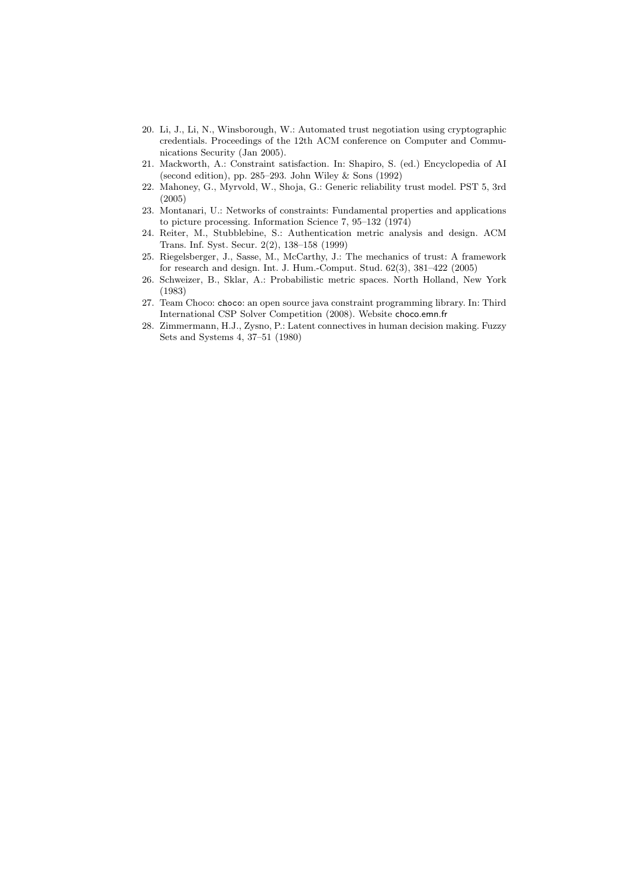20. Li, J., Li, N., Winsborough, W.: Automated trust negotiation using cryptographic credentials. Proceedings of the 12th ACM conference on Computer and Communications Security (Jan 2005).
21. Mackworth, A.: Constraint satisfaction. In: Shapiro, S. (ed.) Encyclopedia of AI (second edition), pp. 285–293. John Wiley & Sons (1992)
22. Mahoney, G., Myrvold, W., Shoja, G.: Generic reliability trust model. PST 5, 3rd (2005)
23. Montanari, U.: Networks of constraints: Fundamental properties and applications to picture processing. Information Science 7, 95–132 (1974)
24. Reiter, M., Stubblebine, S.: Authentication metric analysis and design. ACM Trans. Inf. Syst. Secur. 2(2), 138–158 (1999)
25. Riegelsberger, J., Sasse, M., McCarthy, J.: The mechanics of trust: A framework for research and design. Int. J. Hum.-Comput. Stud. 62(3), 381–422 (2005)
26. Schweizer, B., Sklar, A.: Probabilistic metric spaces. North Holland, New York (1983)
27. Team Choco: choco: an open source java constraint programming library. In: Third International CSP Solver Competition (2008). Website choco.emn.fr
28. Zimmermann, H.J., Zysno, P.: Latent connectives in human decision making. Fuzzy Sets and Systems 4, 37–51 (1980)